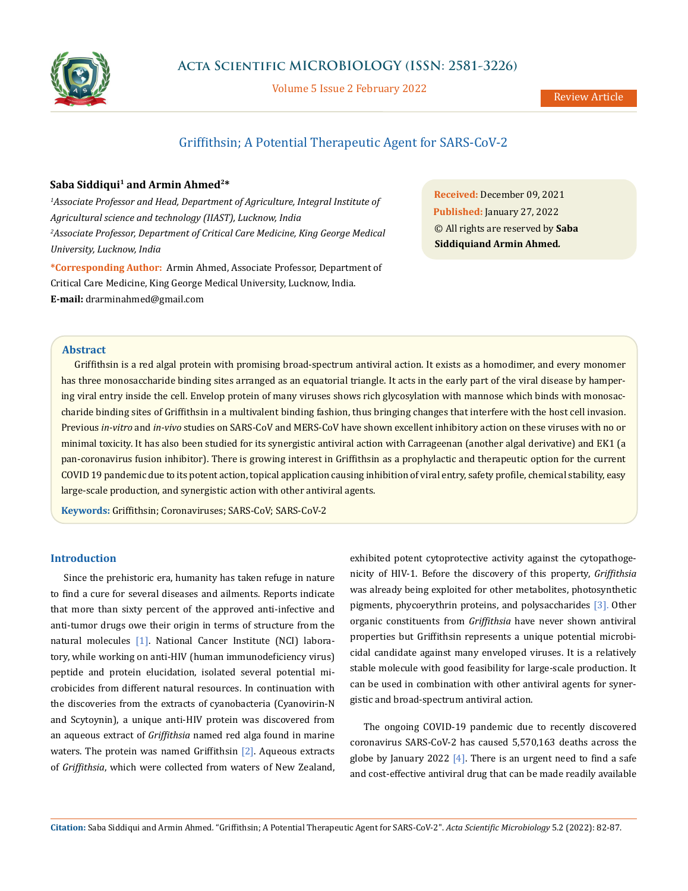# Griffithsin; A Potential Therapeutic Agent for SARS-CoV-2

**Saba Siddiqui[1] and Armin Ahmed[2]***

[1]*Associate Professor and Head, Department of Agriculture, Integral Institute of Agricultural science and technology (IIAST), Lucknow, India*

[2]*Associate Professor, Department of Critical Care Medicine, King George Medical University, Lucknow, India*

***Corresponding Author:** Armin Ahmed, Associate Professor, Department of Critical Care Medicine, King George Medical University, Lucknow, India.

**E-mail:** drarminahmed@gmail.com

**Received:** December 09, 2021
**Published:** January 27, 2022
© All rights are reserved by **Saba Siddiquiand Armin Ahmed.**

## Abstract

Griffithsin is a red algal protein with promising broad-spectrum antiviral action. It exists as a homodimer, and every monomer has three monosaccharide binding sites arranged as an equatorial triangle. It acts in the early part of the viral disease by hampering viral entry inside the cell. Envelop protein of many viruses shows rich glycosylation with mannose which binds with monosaccharide binding sites of Griffithsin in a multivalent binding fashion, thus bringing changes that interfere with the host cell invasion. Previous *in-vitro* and *in-vivo* studies on SARS-CoV and MERS-CoV have shown excellent inhibitory action on these viruses with no or minimal toxicity. It has also been studied for its synergistic antiviral action with Carrageenan (another algal derivative) and EK1 (a pan-coronavirus fusion inhibitor). There is growing interest in Griffithsin as a prophylactic and therapeutic option for the current COVID 19 pandemic due to its potent action, topical application causing inhibition of viral entry, safety profile, chemical stability, easy large-scale production, and synergistic action with other antiviral agents.

**Keywords:** Griffithsin; Coronaviruses; SARS-CoV; SARS-CoV-2

## Introduction

Since the prehistoric era, humanity has taken refuge in nature to find a cure for several diseases and ailments. Reports indicate that more than sixty percent of the approved anti-infective and anti-tumor drugs owe their origin in terms of structure from the natural molecules [1]. National Cancer Institute (NCI) laboratory, while working on anti-HIV (human immunodeficiency virus) peptide and protein elucidation, isolated several potential microbicides from different natural resources. In continuation with the discoveries from the extracts of cyanobacteria (Cyanovirin-N and Scytoynin), a unique anti-HIV protein was discovered from an aqueous extract of *Griffithsia* named red alga found in marine waters. The protein was named Griffithsin [2]. Aqueous extracts of *Griffithsia*, which were collected from waters of New Zealand, exhibited potent cytoprotective activity against the cytopathogenicity of HIV-1. Before the discovery of this property, *Griffithsia* was already being exploited for other metabolites, photosynthetic pigments, phycoerythrin proteins, and polysaccharides [3]. Other organic constituents from *Griffithsia* have never shown antiviral properties but Griffithsin represents a unique potential microbicidal candidate against many enveloped viruses. It is a relatively stable molecule with good feasibility for large-scale production. It can be used in combination with other antiviral agents for synergistic and broad-spectrum antiviral action.

The ongoing COVID-19 pandemic due to recently discovered coronavirus SARS-CoV-2 has caused 5,570,163 deaths across the globe by January 2022 [4]. There is an urgent need to find a safe and cost-effective antiviral drug that can be made readily available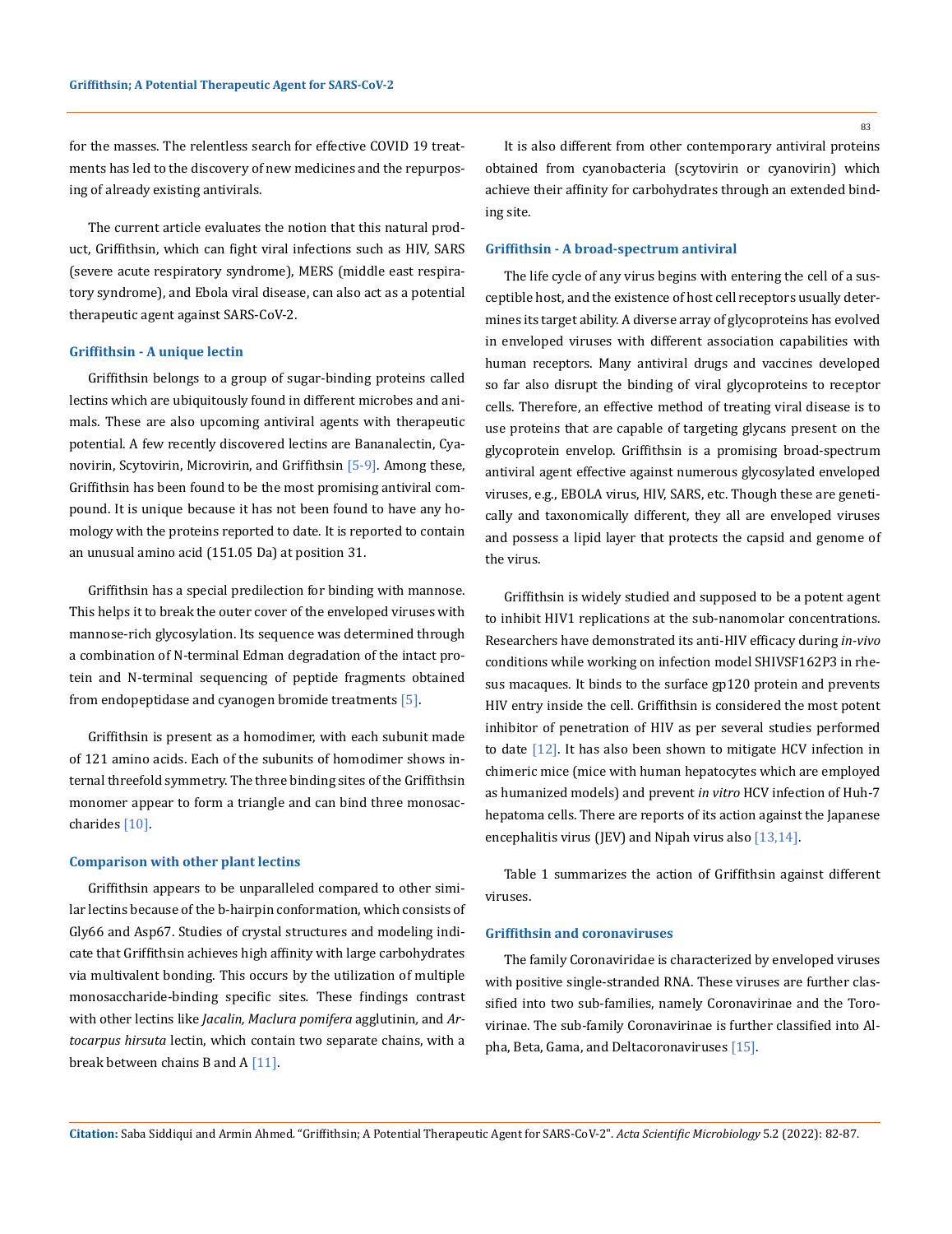for the masses. The relentless search for effective COVID 19 treatments has led to the discovery of new medicines and the repurposing of already existing antivirals.

The current article evaluates the notion that this natural product, Griffithsin, which can fight viral infections such as HIV, SARS (severe acute respiratory syndrome), MERS (middle east respiratory syndrome), and Ebola viral disease, can also act as a potential therapeutic agent against SARS-CoV-2.

### Griffithsin - A unique lectin

Griffithsin belongs to a group of sugar-binding proteins called lectins which are ubiquitously found in different microbes and animals. These are also upcoming antiviral agents with therapeutic potential. A few recently discovered lectins are Bananalectin, Cyanovirin, Scytovirin, Microvirin, and Griffithsin [5-9]. Among these, Griffithsin has been found to be the most promising antiviral compound. It is unique because it has not been found to have any homology with the proteins reported to date. It is reported to contain an unusual amino acid (151.05 Da) at position 31.

Griffithsin has a special predilection for binding with mannose. This helps it to break the outer cover of the enveloped viruses with mannose-rich glycosylation. Its sequence was determined through a combination of N-terminal Edman degradation of the intact protein and N-terminal sequencing of peptide fragments obtained from endopeptidase and cyanogen bromide treatments [5].

Griffithsin is present as a homodimer, with each subunit made of 121 amino acids. Each of the subunits of homodimer shows internal threefold symmetry. The three binding sites of the Griffithsin monomer appear to form a triangle and can bind three monosaccharides [10].

### Comparison with other plant lectins

Griffithsin appears to be unparalleled compared to other similar lectins because of the b-hairpin conformation, which consists of Gly66 and Asp67. Studies of crystal structures and modeling indicate that Griffithsin achieves high affinity with large carbohydrates via multivalent bonding. This occurs by the utilization of multiple monosaccharide-binding specific sites. These findings contrast with other lectins like *Jacalin, Maclura pomifera* agglutinin, and *Artocarpus hirsuta* lectin, which contain two separate chains, with a break between chains B and A [11].

It is also different from other contemporary antiviral proteins obtained from cyanobacteria (scytovirin or cyanovirin) which achieve their affinity for carbohydrates through an extended binding site.

### Griffithsin - A broad-spectrum antiviral

The life cycle of any virus begins with entering the cell of a susceptible host, and the existence of host cell receptors usually determines its target ability. A diverse array of glycoproteins has evolved in enveloped viruses with different association capabilities with human receptors. Many antiviral drugs and vaccines developed so far also disrupt the binding of viral glycoproteins to receptor cells. Therefore, an effective method of treating viral disease is to use proteins that are capable of targeting glycans present on the glycoprotein envelop. Griffithsin is a promising broad-spectrum antiviral agent effective against numerous glycosylated enveloped viruses, e.g., EBOLA virus, HIV, SARS, etc. Though these are genetically and taxonomically different, they all are enveloped viruses and possess a lipid layer that protects the capsid and genome of the virus.

Griffithsin is widely studied and supposed to be a potent agent to inhibit HIV1 replications at the sub-nanomolar concentrations. Researchers have demonstrated its anti-HIV efficacy during *in-vivo* conditions while working on infection model SHIVSF162P3 in rhesus macaques. It binds to the surface gp120 protein and prevents HIV entry inside the cell. Griffithsin is considered the most potent inhibitor of penetration of HIV as per several studies performed to date [12]. It has also been shown to mitigate HCV infection in chimeric mice (mice with human hepatocytes which are employed as humanized models) and prevent *in vitro* HCV infection of Huh-7 hepatoma cells. There are reports of its action against the Japanese encephalitis virus (JEV) and Nipah virus also [13,14].

Table 1 summarizes the action of Griffithsin against different viruses.

### Griffithsin and coronaviruses

The family Coronaviridae is characterized by enveloped viruses with positive single-stranded RNA. These viruses are further classified into two sub-families, namely Coronavirinae and the Torovirinae. The sub-family Coronavirinae is further classified into Alpha, Beta, Gama, and Deltacoronaviruses [15].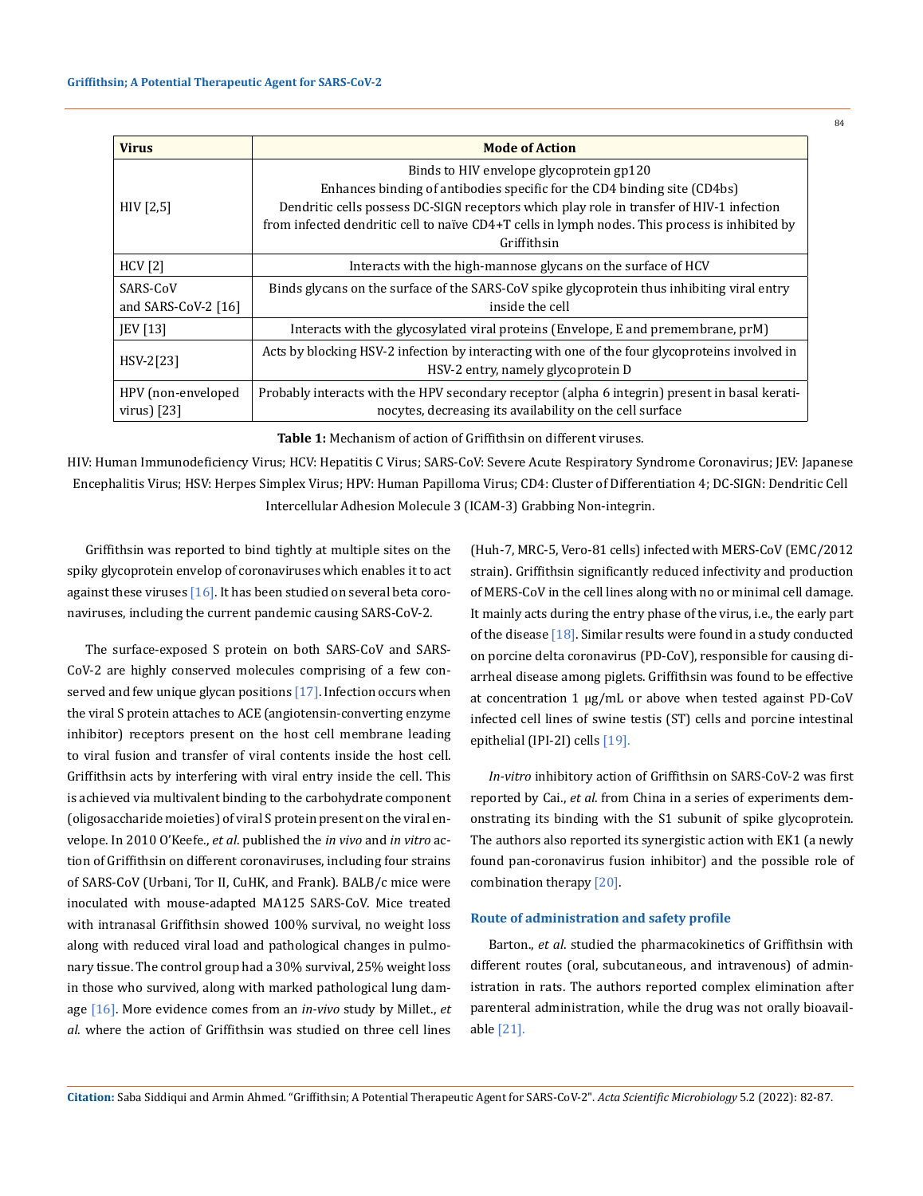| Virus | Mode of Action |
|---|---|
| HIV [2,5] | Binds to HIV envelope glycoprotein gp120<br>Enhances binding of antibodies specific for the CD4 binding site (CD4bs)<br>Dendritic cells possess DC-SIGN receptors which play role in transfer of HIV-1 infection from infected dendritic cell to naïve CD4+T cells in lymph nodes. This process is inhibited by Griffithsin |
| HCV [2] | Interacts with the high-mannose glycans on the surface of HCV |
| SARS-CoV and SARS-CoV-2 [16] | Binds glycans on the surface of the SARS-CoV spike glycoprotein thus inhibiting viral entry inside the cell |
| JEV [13] | Interacts with the glycosylated viral proteins (Envelope, E and premembrane, prM) |
| HSV-2[23] | Acts by blocking HSV-2 infection by interacting with one of the four glycoproteins involved in HSV-2 entry, namely glycoprotein D |
| HPV (non-enveloped virus) [23] | Probably interacts with the HPV secondary receptor (alpha 6 integrin) present in basal keratinocytes, decreasing its availability on the cell surface |

**Table 1:** Mechanism of action of Griffithsin on different viruses.

HIV: Human Immunodeficiency Virus; HCV: Hepatitis C Virus; SARS-CoV: Severe Acute Respiratory Syndrome Coronavirus; JEV: Japanese Encephalitis Virus; HSV: Herpes Simplex Virus; HPV: Human Papilloma Virus; CD4: Cluster of Differentiation 4; DC-SIGN: Dendritic Cell Intercellular Adhesion Molecule 3 (ICAM-3) Grabbing Non-integrin.

Griffithsin was reported to bind tightly at multiple sites on the spiky glycoprotein envelop of coronaviruses which enables it to act against these viruses [16]. It has been studied on several beta coronaviruses, including the current pandemic causing SARS-CoV-2.

The surface-exposed S protein on both SARS-CoV and SARS-CoV-2 are highly conserved molecules comprising of a few conserved and few unique glycan positions [17]. Infection occurs when the viral S protein attaches to ACE (angiotensin-converting enzyme inhibitor) receptors present on the host cell membrane leading to viral fusion and transfer of viral contents inside the host cell. Griffithsin acts by interfering with viral entry inside the cell. This is achieved via multivalent binding to the carbohydrate component (oligosaccharide moieties) of viral S protein present on the viral envelope. In 2010 O'Keefe., *et al*. published the *in vivo* and *in vitro* action of Griffithsin on different coronaviruses, including four strains of SARS-CoV (Urbani, Tor II, CuHK, and Frank). BALB/c mice were inoculated with mouse-adapted MA125 SARS-CoV. Mice treated with intranasal Griffithsin showed 100% survival, no weight loss along with reduced viral load and pathological changes in pulmonary tissue. The control group had a 30% survival, 25% weight loss in those who survived, along with marked pathological lung damage [16]. More evidence comes from an *in-vivo* study by Millet., *et al*. where the action of Griffithsin was studied on three cell lines (Huh-7, MRC-5, Vero-81 cells) infected with MERS-CoV (EMC/2012 strain). Griffithsin significantly reduced infectivity and production of MERS-CoV in the cell lines along with no or minimal cell damage. It mainly acts during the entry phase of the virus, i.e., the early part of the disease [18]. Similar results were found in a study conducted on porcine delta coronavirus (PD-CoV), responsible for causing diarrheal disease among piglets. Griffithsin was found to be effective at concentration 1 μg/mL or above when tested against PD-CoV infected cell lines of swine testis (ST) cells and porcine intestinal epithelial (IPI-2I) cells [19].

*In-vitro* inhibitory action of Griffithsin on SARS-CoV-2 was first reported by Cai., *et al*. from China in a series of experiments demonstrating its binding with the S1 subunit of spike glycoprotein. The authors also reported its synergistic action with EK1 (a newly found pan-coronavirus fusion inhibitor) and the possible role of combination therapy [20].

### Route of administration and safety profile

Barton., *et al*. studied the pharmacokinetics of Griffithsin with different routes (oral, subcutaneous, and intravenous) of administration in rats. The authors reported complex elimination after parenteral administration, while the drug was not orally bioavailable [21].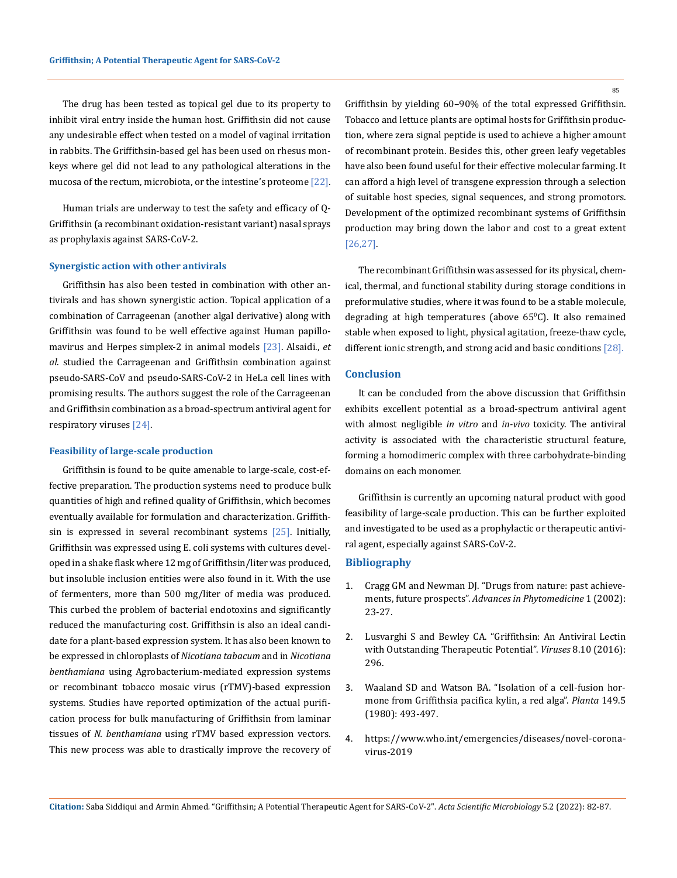The drug has been tested as topical gel due to its property to inhibit viral entry inside the human host. Griffithsin did not cause any undesirable effect when tested on a model of vaginal irritation in rabbits. The Griffithsin-based gel has been used on rhesus monkeys where gel did not lead to any pathological alterations in the mucosa of the rectum, microbiota, or the intestine's proteome [22].

Human trials are underway to test the safety and efficacy of Q-Griffithsin (a recombinant oxidation-resistant variant) nasal sprays as prophylaxis against SARS-CoV-2.

### Synergistic action with other antivirals

Griffithsin has also been tested in combination with other antivirals and has shown synergistic action. Topical application of a combination of Carrageenan (another algal derivative) along with Griffithsin was found to be well effective against Human papillomavirus and Herpes simplex-2 in animal models [23]. Alsaidi., *et al.* studied the Carrageenan and Griffithsin combination against pseudo-SARS-CoV and pseudo-SARS-CoV-2 in HeLa cell lines with promising results. The authors suggest the role of the Carrageenan and Griffithsin combination as a broad-spectrum antiviral agent for respiratory viruses [24].

### Feasibility of large-scale production

Griffithsin is found to be quite amenable to large-scale, cost-effective preparation. The production systems need to produce bulk quantities of high and refined quality of Griffithsin, which becomes eventually available for formulation and characterization. Griffithsin is expressed in several recombinant systems [25]. Initially, Griffithsin was expressed using E. coli systems with cultures developed in a shake flask where 12 mg of Griffithsin/liter was produced, but insoluble inclusion entities were also found in it. With the use of fermenters, more than 500 mg/liter of media was produced. This curbed the problem of bacterial endotoxins and significantly reduced the manufacturing cost. Griffithsin is also an ideal candidate for a plant-based expression system. It has also been known to be expressed in chloroplasts of *Nicotiana tabacum* and in *Nicotiana benthamiana* using Agrobacterium-mediated expression systems or recombinant tobacco mosaic virus (rTMV)-based expression systems. Studies have reported optimization of the actual purification process for bulk manufacturing of Griffithsin from laminar tissues of *N. benthamiana* using rTMV based expression vectors. This new process was able to drastically improve the recovery of Griffithsin by yielding 60–90% of the total expressed Griffithsin. Tobacco and lettuce plants are optimal hosts for Griffithsin production, where zera signal peptide is used to achieve a higher amount of recombinant protein. Besides this, other green leafy vegetables have also been found useful for their effective molecular farming. It can afford a high level of transgene expression through a selection of suitable host species, signal sequences, and strong promotors. Development of the optimized recombinant systems of Griffithsin production may bring down the labor and cost to a great extent [26,27].

The recombinant Griffithsin was assessed for its physical, chemical, thermal, and functional stability during storage conditions in preformulative studies, where it was found to be a stable molecule, degrading at high temperatures (above 65°C). It also remained stable when exposed to light, physical agitation, freeze-thaw cycle, different ionic strength, and strong acid and basic conditions [28].

## Conclusion

It can be concluded from the above discussion that Griffithsin exhibits excellent potential as a broad-spectrum antiviral agent with almost negligible *in vitro* and *in-vivo* toxicity. The antiviral activity is associated with the characteristic structural feature, forming a homodimeric complex with three carbohydrate-binding domains on each monomer.

Griffithsin is currently an upcoming natural product with good feasibility of large-scale production. This can be further exploited and investigated to be used as a prophylactic or therapeutic antiviral agent, especially against SARS-CoV-2.

## Bibliography

1. Cragg GM and Newman DJ. "Drugs from nature: past achievements, future prospects". *Advances in Phytomedicine* 1 (2002): 23-27.
2. Lusvarghi S and Bewley CA. "Griffithsin: An Antiviral Lectin with Outstanding Therapeutic Potential". *Viruses* 8.10 (2016): 296.
3. Waaland SD and Watson BA. "Isolation of a cell-fusion hormone from Griffithsia pacifica kylin, a red alga". *Planta* 149.5 (1980): 493-497.
4. https://www.who.int/emergencies/diseases/novel-coronavirus-2019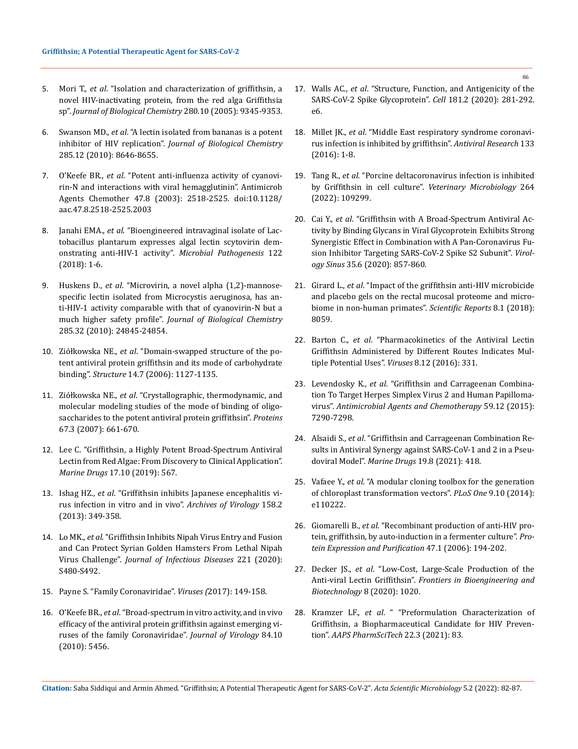5. Mori T., *et al*. "Isolation and characterization of griffithsin, a novel HIV-inactivating protein, from the red alga Griffithsia sp". *Journal of Biological Chemistry* 280.10 (2005): 9345-9353.

6. Swanson MD., *et al*. "A lectin isolated from bananas is a potent inhibitor of HIV replication". *Journal of Biological Chemistry* 285.12 (2010): 8646-8655.

7. O'Keefe BR., *et al*. "Potent anti-influenza activity of cyanovirin-N and interactions with viral hemagglutinin". Antimicrob Agents Chemother 47.8 (2003): 2518-2525. doi:10.1128/aac.47.8.2518-2525.2003

8. Janahi EMA., *et al*. "Bioengineered intravaginal isolate of Lactobacillus plantarum expresses algal lectin scytovirin demonstrating anti-HIV-1 activity". *Microbial Pathogenesis* 122 (2018): 1-6.

9. Huskens D., *et al*. "Microvirin, a novel alpha (1,2)-mannose-specific lectin isolated from Microcystis aeruginosa, has anti-HIV-1 activity comparable with that of cyanovirin-N but a much higher safety profile". *Journal of Biological Chemistry* 285.32 (2010): 24845-24854.

10. Ziółkowska NE., *et al*. "Domain-swapped structure of the potent antiviral protein griffithsin and its mode of carbohydrate binding". *Structure* 14.7 (2006): 1127-1135.

11. Ziółkowska NE., *et al*. "Crystallographic, thermodynamic, and molecular modeling studies of the mode of binding of oligosaccharides to the potent antiviral protein griffithsin". *Proteins* 67.3 (2007): 661-670.

12. Lee C. "Griffithsin, a Highly Potent Broad-Spectrum Antiviral Lectin from Red Algae: From Discovery to Clinical Application". *Marine Drugs* 17.10 (2019): 567.

13. Ishag HZ., *et al*. "Griffithsin inhibits Japanese encephalitis virus infection in vitro and in vivo". *Archives of Virology* 158.2 (2013): 349-358.

14. Lo MK., *et al*. "Griffithsin Inhibits Nipah Virus Entry and Fusion and Can Protect Syrian Golden Hamsters From Lethal Nipah Virus Challenge". *Journal of Infectious Diseases* 221 (2020): S480-S492.

15. Payne S. "Family Coronaviridae". *Viruses (*2017): 149-158.

16. O'Keefe BR., *et al*. "Broad-spectrum in vitro activity, and in vivo efficacy of the antiviral protein griffithsin against emerging viruses of the family Coronaviridae". *Journal of Virology* 84.10 (2010): 5456.

17. Walls AC., *et al*. "Structure, Function, and Antigenicity of the SARS-CoV-2 Spike Glycoprotein". *Cell* 181.2 (2020): 281-292.e6.

18. Millet JK., *et al*. "Middle East respiratory syndrome coronavirus infection is inhibited by griffithsin". *Antiviral Research* 133 (2016): 1-8.

19. Tang R., *et al*. "Porcine deltacoronavirus infection is inhibited by Griffithsin in cell culture". *Veterinary Microbiology* 264 (2022): 109299.

20. Cai Y., *et al*. "Griffithsin with A Broad-Spectrum Antiviral Activity by Binding Glycans in Viral Glycoprotein Exhibits Strong Synergistic Effect in Combination with A Pan-Coronavirus Fusion Inhibitor Targeting SARS-CoV-2 Spike S2 Subunit". *Virology Sinus* 35.6 (2020): 857-860.

21. Girard L., *et al*. "Impact of the griffithsin anti-HIV microbicide and placebo gels on the rectal mucosal proteome and microbiome in non-human primates". *Scientific Reports* 8.1 (2018): 8059.

22. Barton C., *et al*. "Pharmacokinetics of the Antiviral Lectin Griffithsin Administered by Different Routes Indicates Multiple Potential Uses". *Viruses* 8.12 (2016): 331.

23. Levendosky K., *et al*. "Griffithsin and Carrageenan Combination To Target Herpes Simplex Virus 2 and Human Papillomavirus". *Antimicrobial Agents and Chemotherapy* 59.12 (2015): 7290-7298.

24. Alsaidi S., *et al*. "Griffithsin and Carrageenan Combination Results in Antiviral Synergy against SARS-CoV-1 and 2 in a Pseudoviral Model". *Marine Drugs* 19.8 (2021): 418.

25. Vafaee Y., *et al*. "A modular cloning toolbox for the generation of chloroplast transformation vectors". *PLoS One* 9.10 (2014): e110222.

26. Giomarelli B., *et al*. "Recombinant production of anti-HIV protein, griffithsin, by auto-induction in a fermenter culture". *Protein Expression and Purification* 47.1 (2006): 194-202.

27. Decker JS., *et al*. "Low-Cost, Large-Scale Production of the Anti-viral Lectin Griffithsin". *Frontiers in Bioengineering and Biotechnology* 8 (2020): 1020.

28. Kramzer LF., *et al*. " "Preformulation Characterization of Griffithsin, a Biopharmaceutical Candidate for HIV Prevention". *AAPS PharmSciTech* 22.3 (2021): 83.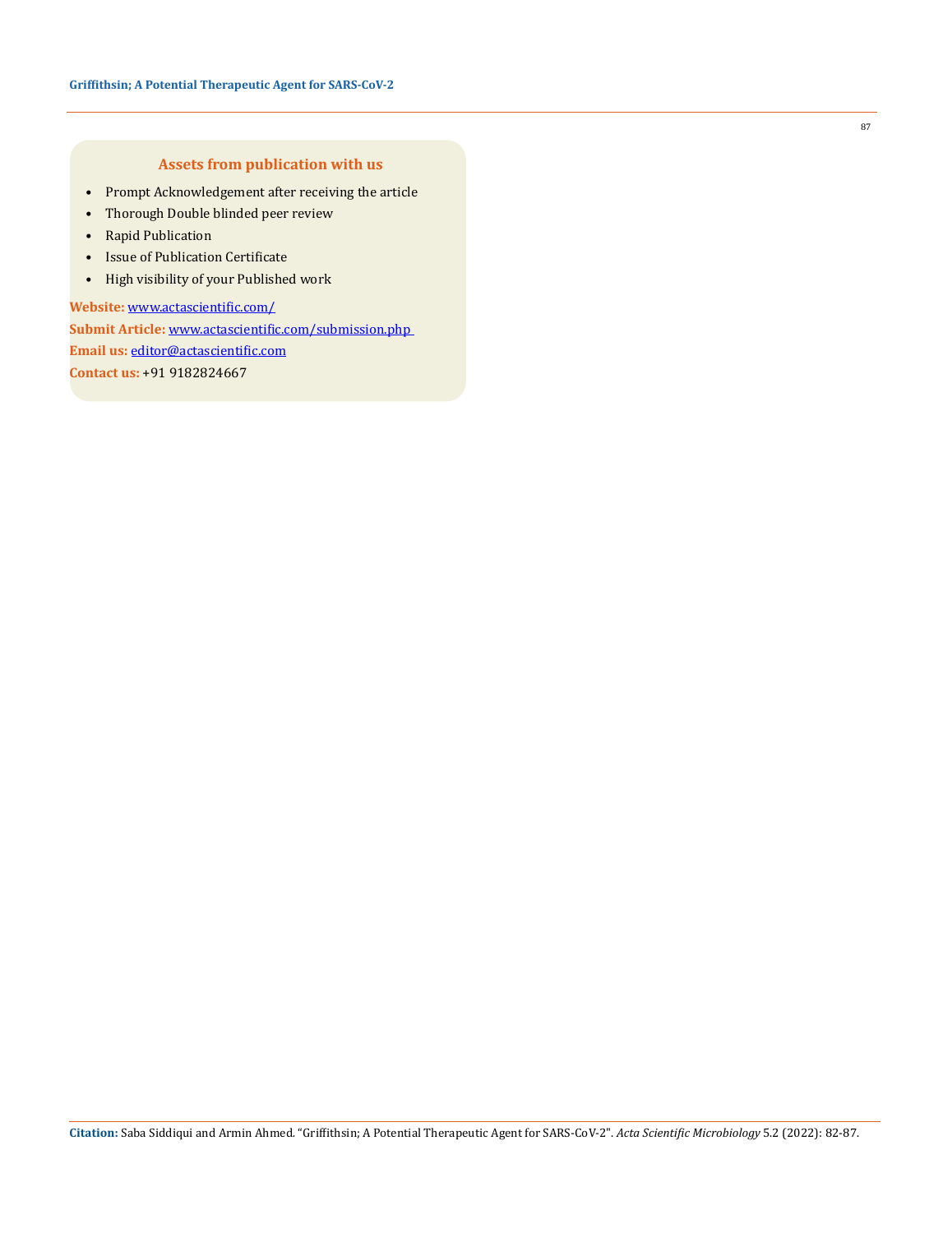### Assets from publication with us

- Prompt Acknowledgement after receiving the article
- Thorough Double blinded peer review
- Rapid Publication
- Issue of Publication Certificate
- High visibility of your Published work

**Website:** www.actascientific.com/

**Submit Article:** www.actascientific.com/submission.php

**Email us:** editor@actascientific.com

**Contact us:** +91 9182824667